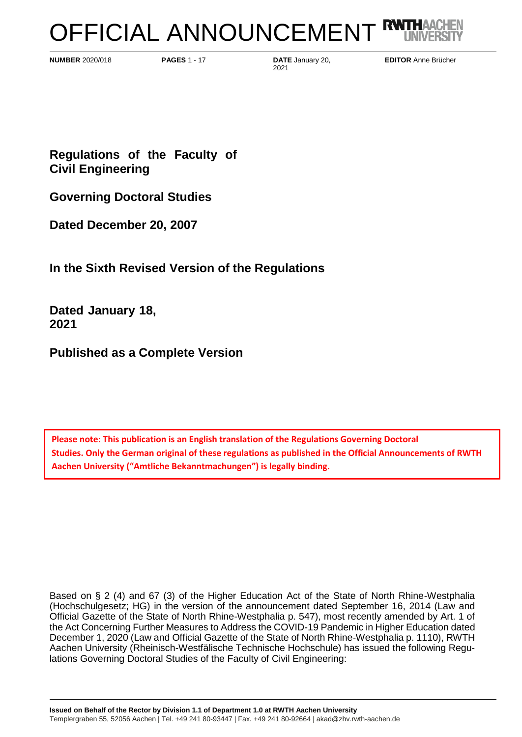# OFFICIAL ANNOUNCEMENT

**NUMBER** 2020/018 **PAGES** 1 - 17 **DATE** January 20, 2021 **EDITOR** Anne Brücher

## Regulations of the Faculty of Civil Engineering

## Governing Doctoral Studies

## Dated December 20, 2007

## In the Sixth Revised Version of the Regulations

## Dated January 18, 2021

## Published as a Complete Version

**Please note: This publication is an English translation of the Regulations Governing Doctoral Studies. Only the German original of these regulations as published in the Official Announcements of RWTH Aachen University ("Amtliche Bekanntmachungen") is legally binding.**

Based on § 2 (4) and 67 (3) of the Higher Education Act of the State of North Rhine-Westphalia (Hochschulgesetz; HG) in the version of the announcement dated September 16, 2014 (Law and Official Gazette of the State of North Rhine-Westphalia p. 547), most recently amended by Art. 1 of the Act Concerning Further Measures to Address the COVID-19 Pandemic in Higher Education dated December 1, 2020 (Law and Official Gazette of the State of North Rhine-Westphalia p. 1110), RWTH Aachen University (Rheinisch-Westfälische Technische Hochschule) has issued the following Regulations Governing Doctoral Studies of the Faculty of Civil Engineering:

**Issued on Behalf of the Rector by Division 1.1 of Department 1.0 at RWTH Aachen University**
Templergraben 55, 52056 Aachen | Tel. +49 241 80-93447 | Fax. +49 241 80-92664 | akad@zhv.rwth-aachen.de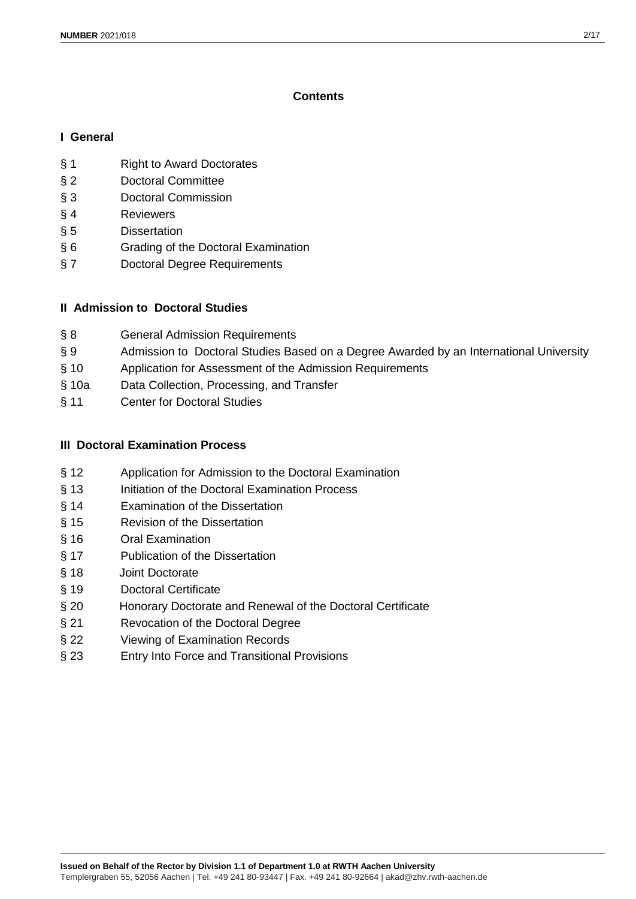# Contents

## I General

- § 1 Right to Award Doctorates
- § 2 Doctoral Committee
- § 3 Doctoral Commission
- § 4 Reviewers
- § 5 Dissertation
- § 6 Grading of the Doctoral Examination
- § 7 Doctoral Degree Requirements

## II Admission to Doctoral Studies

- § 8 General Admission Requirements
- § 9 Admission to Doctoral Studies Based on a Degree Awarded by an International University
- § 10 Application for Assessment of the Admission Requirements
- § 10a Data Collection, Processing, and Transfer
- § 11 Center for Doctoral Studies

## III Doctoral Examination Process

- § 12 Application for Admission to the Doctoral Examination
- § 13 Initiation of the Doctoral Examination Process
- § 14 Examination of the Dissertation
- § 15 Revision of the Dissertation
- § 16 Oral Examination
- § 17 Publication of the Dissertation
- § 18 Joint Doctorate
- § 19 Doctoral Certificate
- § 20 Honorary Doctorate and Renewal of the Doctoral Certificate
- § 21 Revocation of the Doctoral Degree
- § 22 Viewing of Examination Records
- § 23 Entry Into Force and Transitional Provisions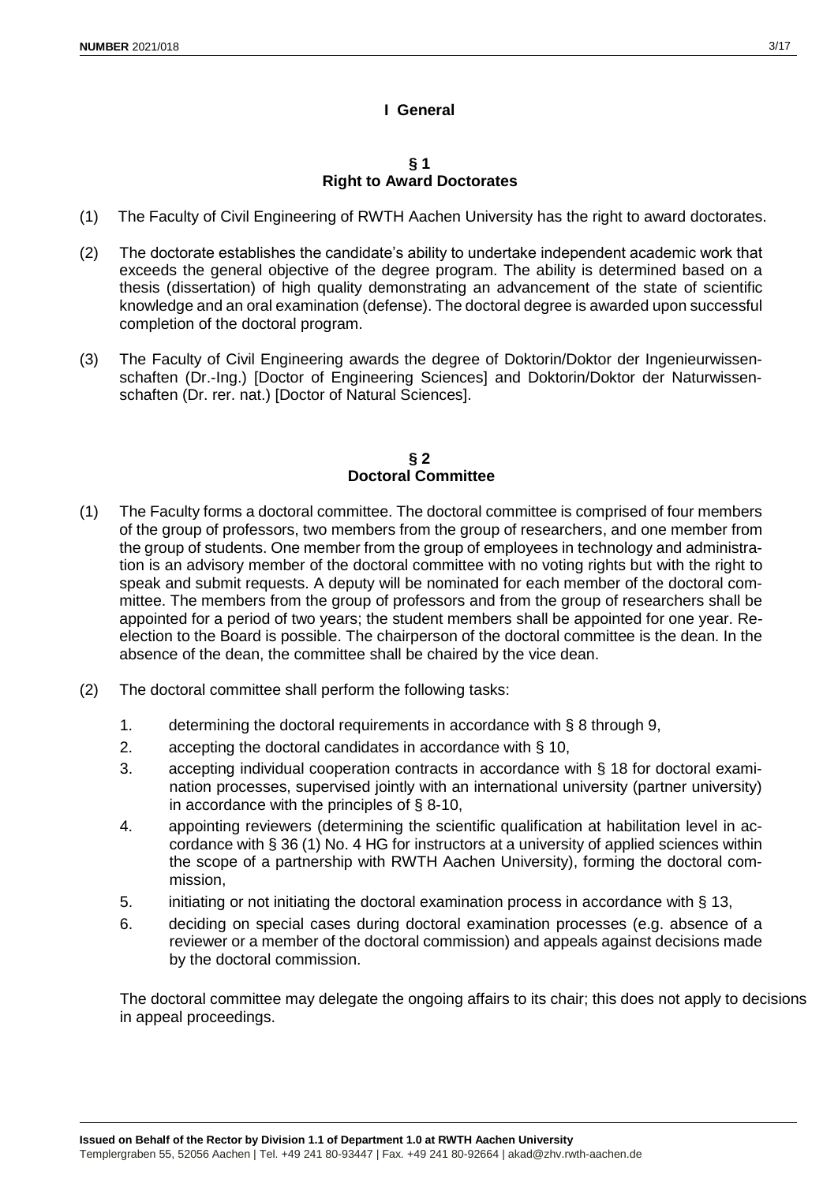# I General

## § 1
## Right to Award Doctorates

(1) The Faculty of Civil Engineering of RWTH Aachen University has the right to award doctorates.

(2) The doctorate establishes the candidate's ability to undertake independent academic work that exceeds the general objective of the degree program. The ability is determined based on a thesis (dissertation) of high quality demonstrating an advancement of the state of scientific knowledge and an oral examination (defense). The doctoral degree is awarded upon successful completion of the doctoral program.

(3) The Faculty of Civil Engineering awards the degree of Doktorin/Doktor der Ingenieurwissenschaften (Dr.-Ing.) [Doctor of Engineering Sciences] and Doktorin/Doktor der Naturwissenschaften (Dr. rer. nat.) [Doctor of Natural Sciences].

## § 2
## Doctoral Committee

(1) The Faculty forms a doctoral committee. The doctoral committee is comprised of four members of the group of professors, two members from the group of researchers, and one member from the group of students. One member from the group of employees in technology and administration is an advisory member of the doctoral committee with no voting rights but with the right to speak and submit requests. A deputy will be nominated for each member of the doctoral committee. The members from the group of professors and from the group of researchers shall be appointed for a period of two years; the student members shall be appointed for one year. Reelection to the Board is possible. The chairperson of the doctoral committee is the dean. In the absence of the dean, the committee shall be chaired by the vice dean.

(2) The doctoral committee shall perform the following tasks:

1. determining the doctoral requirements in accordance with § 8 through 9,
2. accepting the doctoral candidates in accordance with § 10,
3. accepting individual cooperation contracts in accordance with § 18 for doctoral examination processes, supervised jointly with an international university (partner university) in accordance with the principles of § 8-10,
4. appointing reviewers (determining the scientific qualification at habilitation level in accordance with § 36 (1) No. 4 HG for instructors at a university of applied sciences within the scope of a partnership with RWTH Aachen University), forming the doctoral commission,
5. initiating or not initiating the doctoral examination process in accordance with § 13,
6. deciding on special cases during doctoral examination processes (e.g. absence of a reviewer or a member of the doctoral commission) and appeals against decisions made by the doctoral commission.

The doctoral committee may delegate the ongoing affairs to its chair; this does not apply to decisions in appeal proceedings.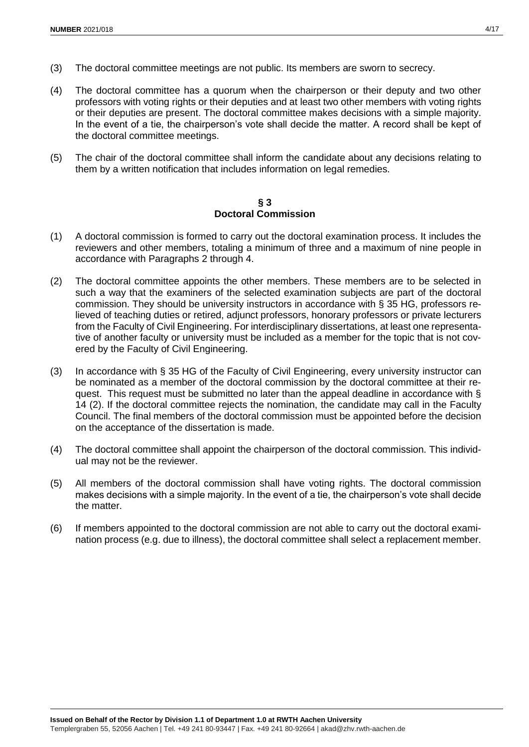(3) The doctoral committee meetings are not public. Its members are sworn to secrecy.

(4) The doctoral committee has a quorum when the chairperson or their deputy and two other professors with voting rights or their deputies and at least two other members with voting rights or their deputies are present. The doctoral committee makes decisions with a simple majority. In the event of a tie, the chairperson's vote shall decide the matter. A record shall be kept of the doctoral committee meetings.

(5) The chair of the doctoral committee shall inform the candidate about any decisions relating to them by a written notification that includes information on legal remedies.

## § 3
## Doctoral Commission

(1) A doctoral commission is formed to carry out the doctoral examination process. It includes the reviewers and other members, totaling a minimum of three and a maximum of nine people in accordance with Paragraphs 2 through 4.

(2) The doctoral committee appoints the other members. These members are to be selected in such a way that the examiners of the selected examination subjects are part of the doctoral commission. They should be university instructors in accordance with § 35 HG, professors relieved of teaching duties or retired, adjunct professors, honorary professors or private lecturers from the Faculty of Civil Engineering. For interdisciplinary dissertations, at least one representative of another faculty or university must be included as a member for the topic that is not covered by the Faculty of Civil Engineering.

(3) In accordance with § 35 HG of the Faculty of Civil Engineering, every university instructor can be nominated as a member of the doctoral commission by the doctoral committee at their request. This request must be submitted no later than the appeal deadline in accordance with § 14 (2). If the doctoral committee rejects the nomination, the candidate may call in the Faculty Council. The final members of the doctoral commission must be appointed before the decision on the acceptance of the dissertation is made.

(4) The doctoral committee shall appoint the chairperson of the doctoral commission. This individual may not be the reviewer.

(5) All members of the doctoral commission shall have voting rights. The doctoral commission makes decisions with a simple majority. In the event of a tie, the chairperson's vote shall decide the matter.

(6) If members appointed to the doctoral commission are not able to carry out the doctoral examination process (e.g. due to illness), the doctoral committee shall select a replacement member.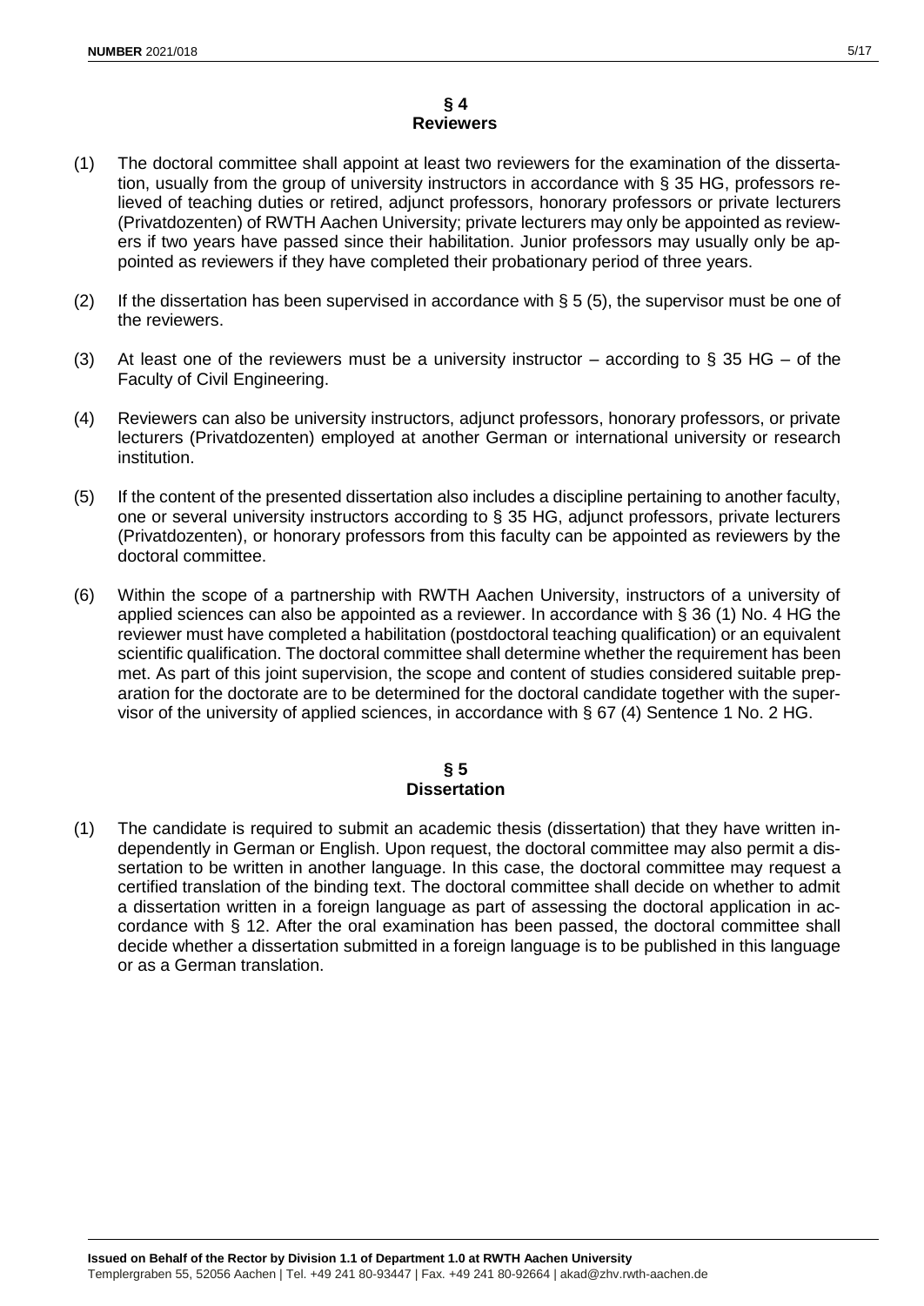## § 4
## Reviewers

(1) The doctoral committee shall appoint at least two reviewers for the examination of the dissertation, usually from the group of university instructors in accordance with § 35 HG, professors relieved of teaching duties or retired, adjunct professors, honorary professors or private lecturers (Privatdozenten) of RWTH Aachen University; private lecturers may only be appointed as reviewers if two years have passed since their habilitation. Junior professors may usually only be appointed as reviewers if they have completed their probationary period of three years.

(2) If the dissertation has been supervised in accordance with § 5 (5), the supervisor must be one of the reviewers.

(3) At least one of the reviewers must be a university instructor – according to § 35 HG – of the Faculty of Civil Engineering.

(4) Reviewers can also be university instructors, adjunct professors, honorary professors, or private lecturers (Privatdozenten) employed at another German or international university or research institution.

(5) If the content of the presented dissertation also includes a discipline pertaining to another faculty, one or several university instructors according to § 35 HG, adjunct professors, private lecturers (Privatdozenten), or honorary professors from this faculty can be appointed as reviewers by the doctoral committee.

(6) Within the scope of a partnership with RWTH Aachen University, instructors of a university of applied sciences can also be appointed as a reviewer. In accordance with § 36 (1) No. 4 HG the reviewer must have completed a habilitation (postdoctoral teaching qualification) or an equivalent scientific qualification. The doctoral committee shall determine whether the requirement has been met. As part of this joint supervision, the scope and content of studies considered suitable preparation for the doctorate are to be determined for the doctoral candidate together with the supervisor of the university of applied sciences, in accordance with § 67 (4) Sentence 1 No. 2 HG.

## § 5
## Dissertation

(1) The candidate is required to submit an academic thesis (dissertation) that they have written independently in German or English. Upon request, the doctoral committee may also permit a dissertation to be written in another language. In this case, the doctoral committee may request a certified translation of the binding text. The doctoral committee shall decide on whether to admit a dissertation written in a foreign language as part of assessing the doctoral application in accordance with § 12. After the oral examination has been passed, the doctoral committee shall decide whether a dissertation submitted in a foreign language is to be published in this language or as a German translation.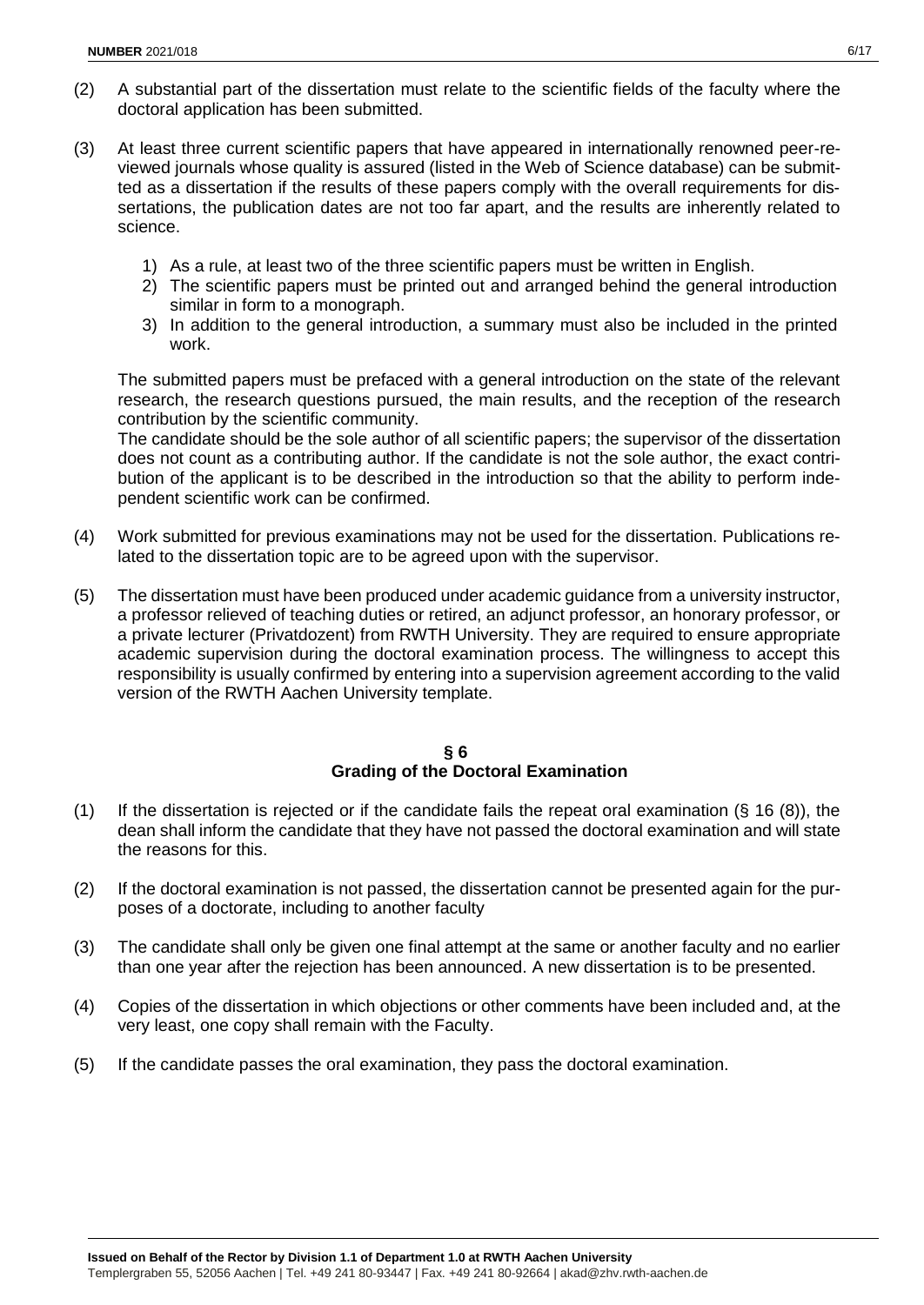(2) A substantial part of the dissertation must relate to the scientific fields of the faculty where the doctoral application has been submitted.

(3) At least three current scientific papers that have appeared in internationally renowned peer-reviewed journals whose quality is assured (listed in the Web of Science database) can be submitted as a dissertation if the results of these papers comply with the overall requirements for dissertations, the publication dates are not too far apart, and the results are inherently related to science.

1) As a rule, at least two of the three scientific papers must be written in English.
2) The scientific papers must be printed out and arranged behind the general introduction similar in form to a monograph.
3) In addition to the general introduction, a summary must also be included in the printed work.

The submitted papers must be prefaced with a general introduction on the state of the relevant research, the research questions pursued, the main results, and the reception of the research contribution by the scientific community.
The candidate should be the sole author of all scientific papers; the supervisor of the dissertation does not count as a contributing author. If the candidate is not the sole author, the exact contribution of the applicant is to be described in the introduction so that the ability to perform independent scientific work can be confirmed.

(4) Work submitted for previous examinations may not be used for the dissertation. Publications related to the dissertation topic are to be agreed upon with the supervisor.

(5) The dissertation must have been produced under academic guidance from a university instructor, a professor relieved of teaching duties or retired, an adjunct professor, an honorary professor, or a private lecturer (Privatdozent) from RWTH University. They are required to ensure appropriate academic supervision during the doctoral examination process. The willingness to accept this responsibility is usually confirmed by entering into a supervision agreement according to the valid version of the RWTH Aachen University template.

## § 6
## Grading of the Doctoral Examination

(1) If the dissertation is rejected or if the candidate fails the repeat oral examination (§ 16 (8)), the dean shall inform the candidate that they have not passed the doctoral examination and will state the reasons for this.

(2) If the doctoral examination is not passed, the dissertation cannot be presented again for the purposes of a doctorate, including to another faculty

(3) The candidate shall only be given one final attempt at the same or another faculty and no earlier than one year after the rejection has been announced. A new dissertation is to be presented.

(4) Copies of the dissertation in which objections or other comments have been included and, at the very least, one copy shall remain with the Faculty.

(5) If the candidate passes the oral examination, they pass the doctoral examination.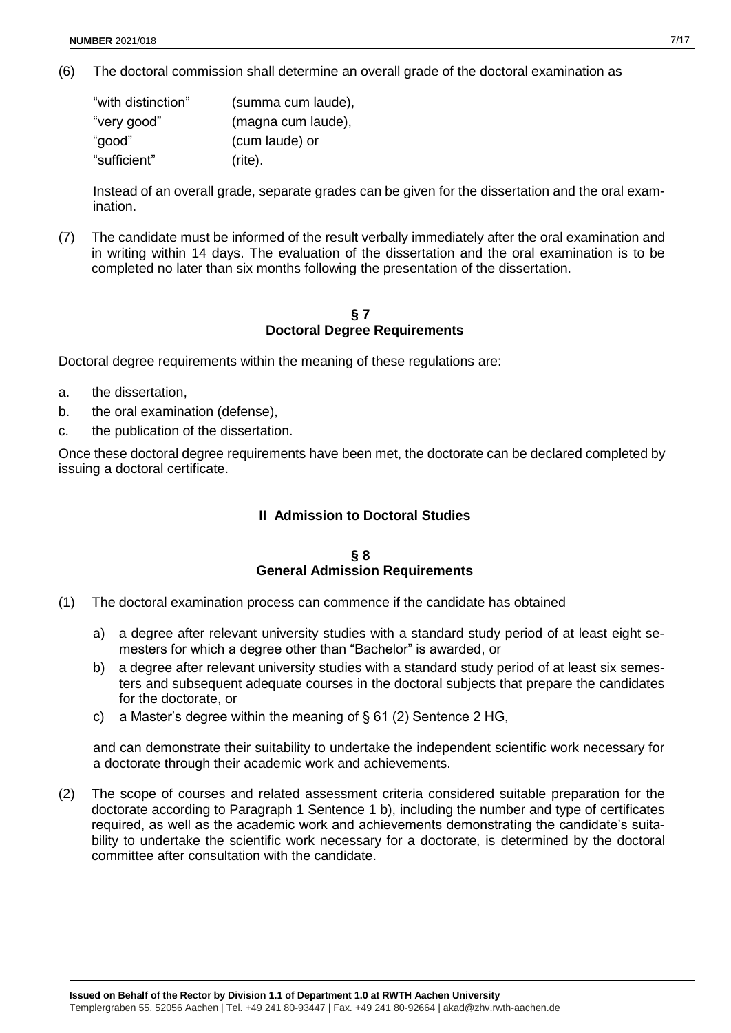(6) The doctoral commission shall determine an overall grade of the doctoral examination as

| | |
|---|---|
| "with distinction" | (summa cum laude), |
| "very good" | (magna cum laude), |
| "good" | (cum laude) or |
| "sufficient" | (rite). |

Instead of an overall grade, separate grades can be given for the dissertation and the oral examination.

(7) The candidate must be informed of the result verbally immediately after the oral examination and in writing within 14 days. The evaluation of the dissertation and the oral examination is to be completed no later than six months following the presentation of the dissertation.

### § 7
### Doctoral Degree Requirements

Doctoral degree requirements within the meaning of these regulations are:

a. the dissertation,
b. the oral examination (defense),
c. the publication of the dissertation.

Once these doctoral degree requirements have been met, the doctorate can be declared completed by issuing a doctoral certificate.

## II Admission to Doctoral Studies

### § 8
### General Admission Requirements

(1) The doctoral examination process can commence if the candidate has obtained

   a) a degree after relevant university studies with a standard study period of at least eight semesters for which a degree other than "Bachelor" is awarded, or
   b) a degree after relevant university studies with a standard study period of at least six semesters and subsequent adequate courses in the doctoral subjects that prepare the candidates for the doctorate, or
   c) a Master's degree within the meaning of § 61 (2) Sentence 2 HG,

   and can demonstrate their suitability to undertake the independent scientific work necessary for a doctorate through their academic work and achievements.

(2) The scope of courses and related assessment criteria considered suitable preparation for the doctorate according to Paragraph 1 Sentence 1 b), including the number and type of certificates required, as well as the academic work and achievements demonstrating the candidate's suitability to undertake the scientific work necessary for a doctorate, is determined by the doctoral committee after consultation with the candidate.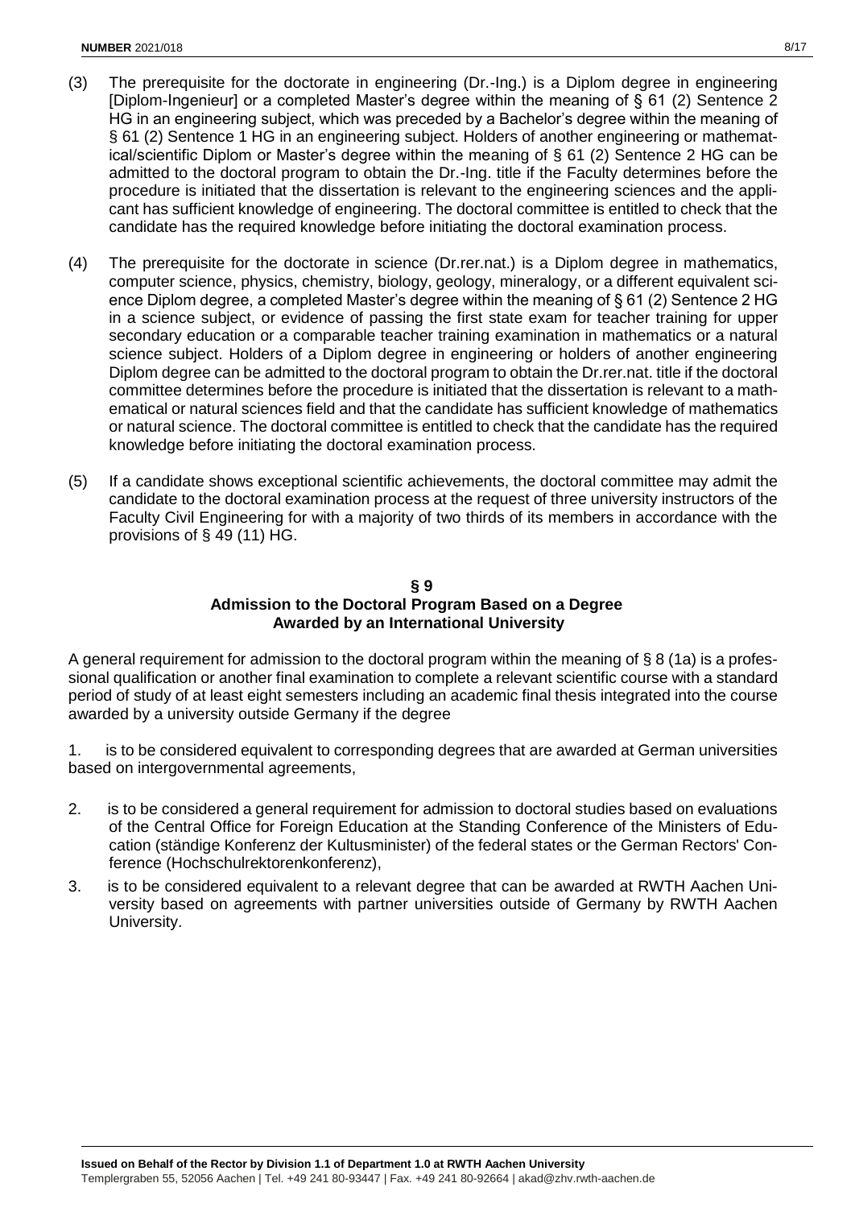(3) The prerequisite for the doctorate in engineering (Dr.-Ing.) is a Diplom degree in engineering [Diplom-Ingenieur] or a completed Master's degree within the meaning of § 61 (2) Sentence 2 HG in an engineering subject, which was preceded by a Bachelor's degree within the meaning of § 61 (2) Sentence 1 HG in an engineering subject. Holders of another engineering or mathematical/scientific Diplom or Master's degree within the meaning of § 61 (2) Sentence 2 HG can be admitted to the doctoral program to obtain the Dr.-Ing. title if the Faculty determines before the procedure is initiated that the dissertation is relevant to the engineering sciences and the applicant has sufficient knowledge of engineering. The doctoral committee is entitled to check that the candidate has the required knowledge before initiating the doctoral examination process.

(4) The prerequisite for the doctorate in science (Dr.rer.nat.) is a Diplom degree in mathematics, computer science, physics, chemistry, biology, geology, mineralogy, or a different equivalent science Diplom degree, a completed Master's degree within the meaning of § 61 (2) Sentence 2 HG in a science subject, or evidence of passing the first state exam for teacher training for upper secondary education or a comparable teacher training examination in mathematics or a natural science subject. Holders of a Diplom degree in engineering or holders of another engineering Diplom degree can be admitted to the doctoral program to obtain the Dr.rer.nat. title if the doctoral committee determines before the procedure is initiated that the dissertation is relevant to a mathematical or natural sciences field and that the candidate has sufficient knowledge of mathematics or natural science. The doctoral committee is entitled to check that the candidate has the required knowledge before initiating the doctoral examination process.

(5) If a candidate shows exceptional scientific achievements, the doctoral committee may admit the candidate to the doctoral examination process at the request of three university instructors of the Faculty Civil Engineering for with a majority of two thirds of its members in accordance with the provisions of § 49 (11) HG.

## § 9
## Admission to the Doctoral Program Based on a Degree Awarded by an International University

A general requirement for admission to the doctoral program within the meaning of § 8 (1a) is a professional qualification or another final examination to complete a relevant scientific course with a standard period of study of at least eight semesters including an academic final thesis integrated into the course awarded by a university outside Germany if the degree

1. is to be considered equivalent to corresponding degrees that are awarded at German universities based on intergovernmental agreements,

2. is to be considered a general requirement for admission to doctoral studies based on evaluations of the Central Office for Foreign Education at the Standing Conference of the Ministers of Education (ständige Konferenz der Kultusminister) of the federal states or the German Rectors' Conference (Hochschulrektorenkonferenz),

3. is to be considered equivalent to a relevant degree that can be awarded at RWTH Aachen University based on agreements with partner universities outside of Germany by RWTH Aachen University.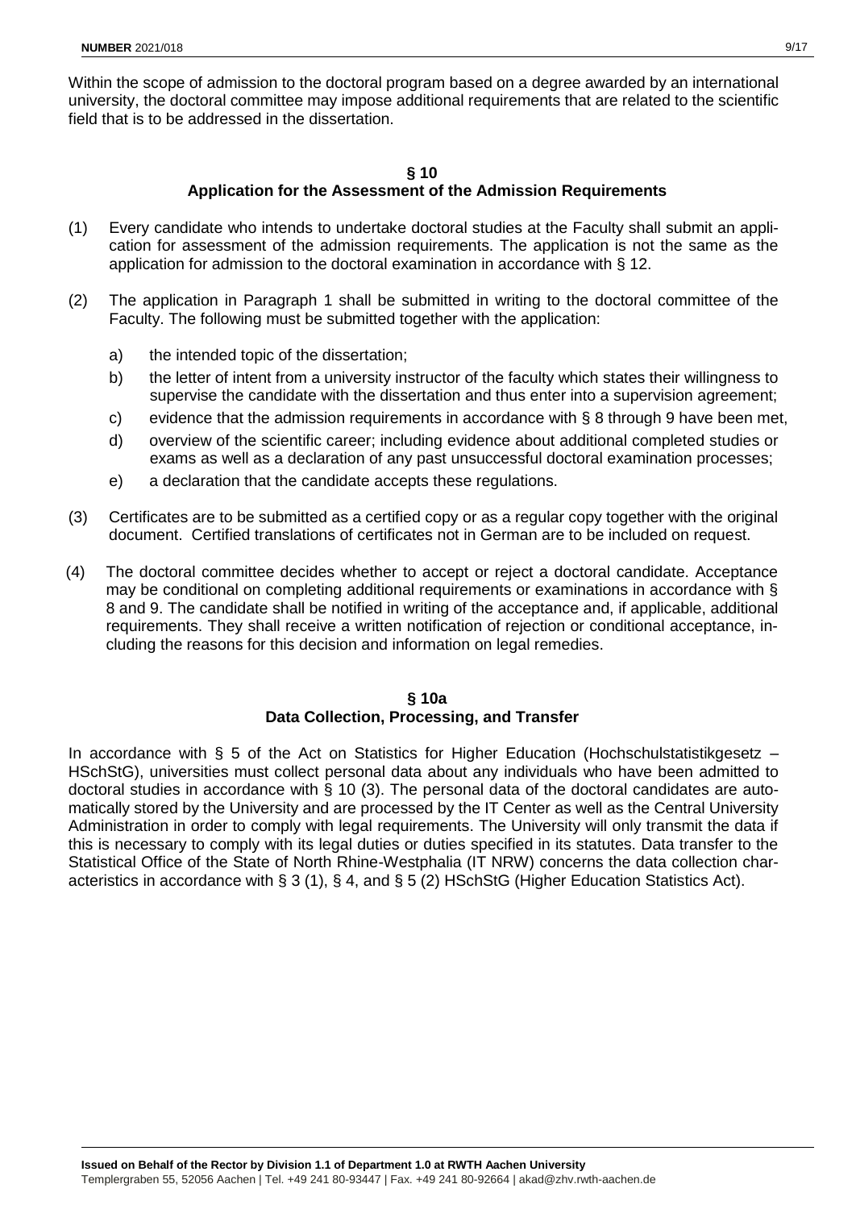Within the scope of admission to the doctoral program based on a degree awarded by an international university, the doctoral committee may impose additional requirements that are related to the scientific field that is to be addressed in the dissertation.

## § 10
## Application for the Assessment of the Admission Requirements

(1) Every candidate who intends to undertake doctoral studies at the Faculty shall submit an application for assessment of the admission requirements. The application is not the same as the application for admission to the doctoral examination in accordance with § 12.

(2) The application in Paragraph 1 shall be submitted in writing to the doctoral committee of the Faculty. The following must be submitted together with the application:

   a) the intended topic of the dissertation;
   b) the letter of intent from a university instructor of the faculty which states their willingness to supervise the candidate with the dissertation and thus enter into a supervision agreement;
   c) evidence that the admission requirements in accordance with § 8 through 9 have been met,
   d) overview of the scientific career; including evidence about additional completed studies or exams as well as a declaration of any past unsuccessful doctoral examination processes;
   e) a declaration that the candidate accepts these regulations.

(3) Certificates are to be submitted as a certified copy or as a regular copy together with the original document. Certified translations of certificates not in German are to be included on request.

(4) The doctoral committee decides whether to accept or reject a doctoral candidate. Acceptance may be conditional on completing additional requirements or examinations in accordance with § 8 and 9. The candidate shall be notified in writing of the acceptance and, if applicable, additional requirements. They shall receive a written notification of rejection or conditional acceptance, including the reasons for this decision and information on legal remedies.

## § 10a
## Data Collection, Processing, and Transfer

In accordance with § 5 of the Act on Statistics for Higher Education (Hochschulstatistikgesetz – HSchStG), universities must collect personal data about any individuals who have been admitted to doctoral studies in accordance with § 10 (3). The personal data of the doctoral candidates are automatically stored by the University and are processed by the IT Center as well as the Central University Administration in order to comply with legal requirements. The University will only transmit the data if this is necessary to comply with its legal duties or duties specified in its statutes. Data transfer to the Statistical Office of the State of North Rhine-Westphalia (IT NRW) concerns the data collection characteristics in accordance with § 3 (1), § 4, and § 5 (2) HSchStG (Higher Education Statistics Act).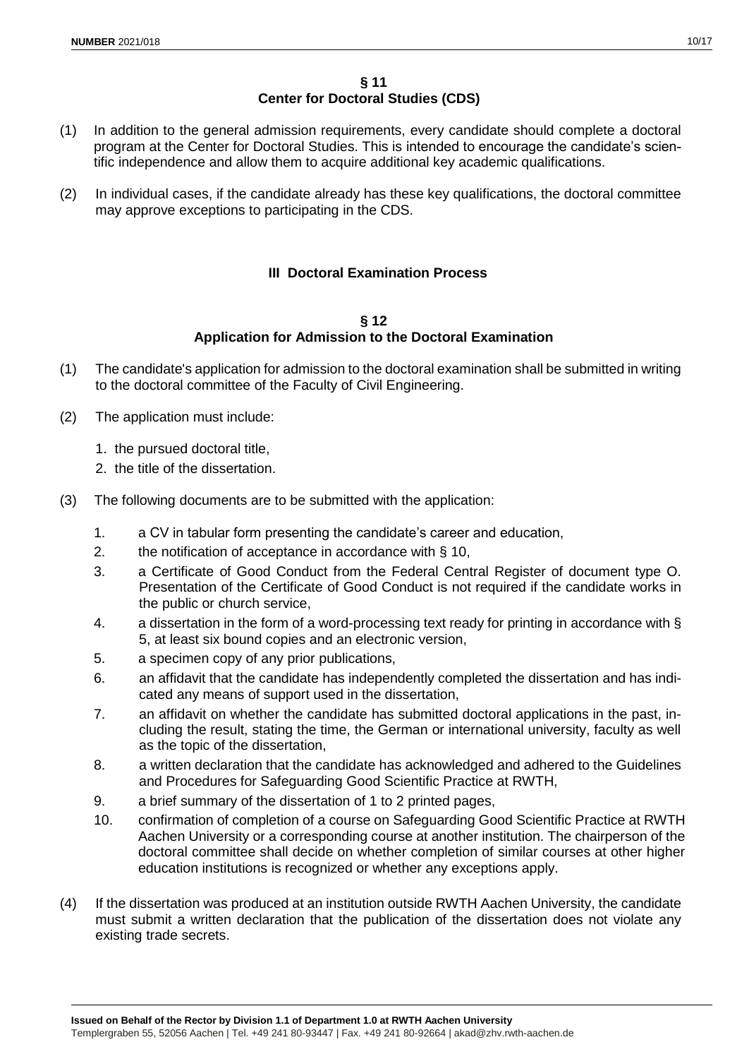## § 11
## Center for Doctoral Studies (CDS)

(1) In addition to the general admission requirements, every candidate should complete a doctoral program at the Center for Doctoral Studies. This is intended to encourage the candidate's scientific independence and allow them to acquire additional key academic qualifications.

(2) In individual cases, if the candidate already has these key qualifications, the doctoral committee may approve exceptions to participating in the CDS.

# III Doctoral Examination Process

## § 12
## Application for Admission to the Doctoral Examination

(1) The candidate's application for admission to the doctoral examination shall be submitted in writing to the doctoral committee of the Faculty of Civil Engineering.

(2) The application must include:

1. the pursued doctoral title,
2. the title of the dissertation.

(3) The following documents are to be submitted with the application:

1. a CV in tabular form presenting the candidate's career and education,
2. the notification of acceptance in accordance with § 10,
3. a Certificate of Good Conduct from the Federal Central Register of document type O. Presentation of the Certificate of Good Conduct is not required if the candidate works in the public or church service,
4. a dissertation in the form of a word-processing text ready for printing in accordance with § 5, at least six bound copies and an electronic version,
5. a specimen copy of any prior publications,
6. an affidavit that the candidate has independently completed the dissertation and has indicated any means of support used in the dissertation,
7. an affidavit on whether the candidate has submitted doctoral applications in the past, including the result, stating the time, the German or international university, faculty as well as the topic of the dissertation,
8. a written declaration that the candidate has acknowledged and adhered to the Guidelines and Procedures for Safeguarding Good Scientific Practice at RWTH,
9. a brief summary of the dissertation of 1 to 2 printed pages,
10. confirmation of completion of a course on Safeguarding Good Scientific Practice at RWTH Aachen University or a corresponding course at another institution. The chairperson of the doctoral committee shall decide on whether completion of similar courses at other higher education institutions is recognized or whether any exceptions apply.

(4) If the dissertation was produced at an institution outside RWTH Aachen University, the candidate must submit a written declaration that the publication of the dissertation does not violate any existing trade secrets.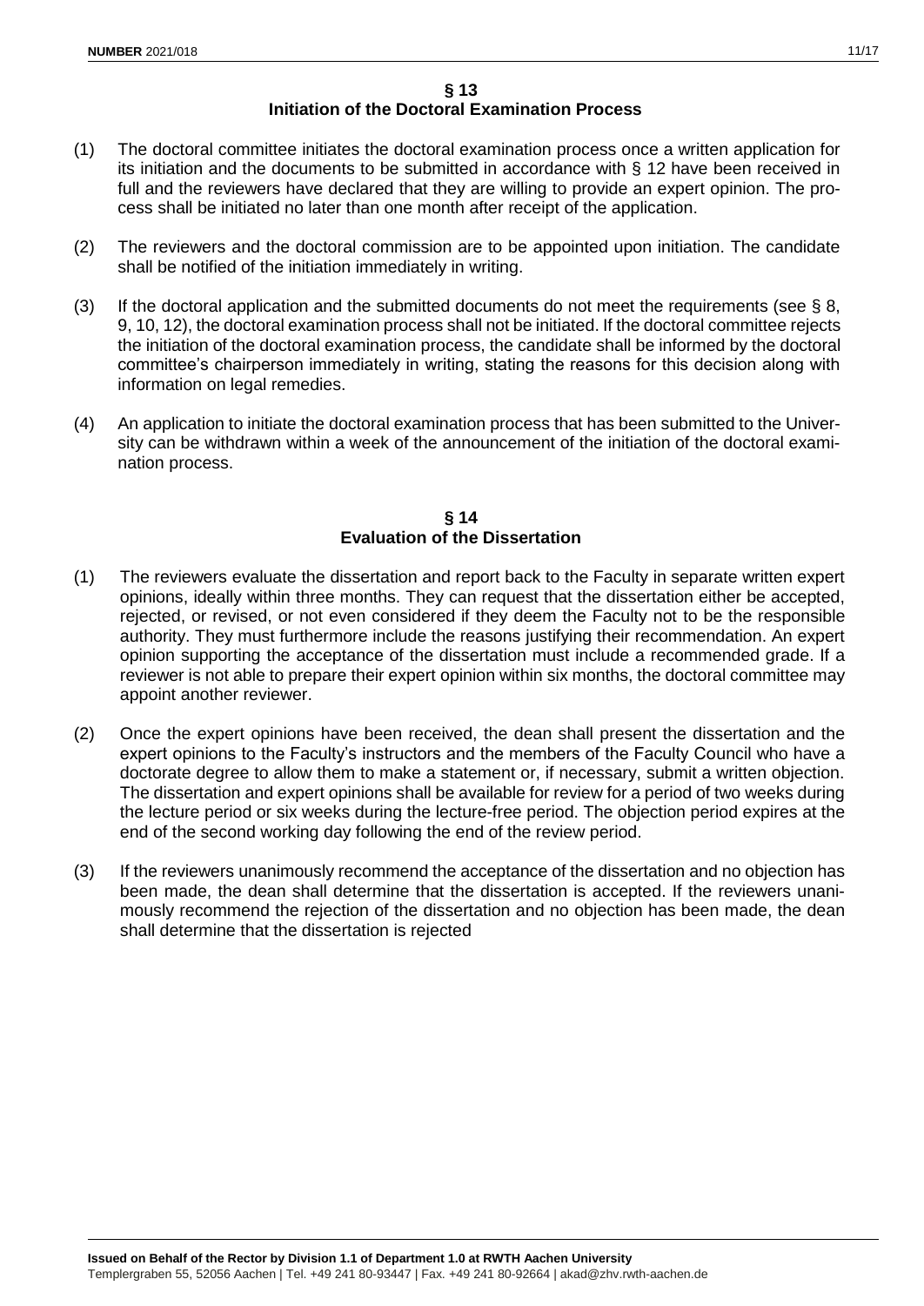## § 13
## Initiation of the Doctoral Examination Process

(1) The doctoral committee initiates the doctoral examination process once a written application for its initiation and the documents to be submitted in accordance with § 12 have been received in full and the reviewers have declared that they are willing to provide an expert opinion. The process shall be initiated no later than one month after receipt of the application.

(2) The reviewers and the doctoral commission are to be appointed upon initiation. The candidate shall be notified of the initiation immediately in writing.

(3) If the doctoral application and the submitted documents do not meet the requirements (see § 8, 9, 10, 12), the doctoral examination process shall not be initiated. If the doctoral committee rejects the initiation of the doctoral examination process, the candidate shall be informed by the doctoral committee's chairperson immediately in writing, stating the reasons for this decision along with information on legal remedies.

(4) An application to initiate the doctoral examination process that has been submitted to the University can be withdrawn within a week of the announcement of the initiation of the doctoral examination process.

## § 14
## Evaluation of the Dissertation

(1) The reviewers evaluate the dissertation and report back to the Faculty in separate written expert opinions, ideally within three months. They can request that the dissertation either be accepted, rejected, or revised, or not even considered if they deem the Faculty not to be the responsible authority. They must furthermore include the reasons justifying their recommendation. An expert opinion supporting the acceptance of the dissertation must include a recommended grade. If a reviewer is not able to prepare their expert opinion within six months, the doctoral committee may appoint another reviewer.

(2) Once the expert opinions have been received, the dean shall present the dissertation and the expert opinions to the Faculty's instructors and the members of the Faculty Council who have a doctorate degree to allow them to make a statement or, if necessary, submit a written objection. The dissertation and expert opinions shall be available for review for a period of two weeks during the lecture period or six weeks during the lecture-free period. The objection period expires at the end of the second working day following the end of the review period.

(3) If the reviewers unanimously recommend the acceptance of the dissertation and no objection has been made, the dean shall determine that the dissertation is accepted. If the reviewers unanimously recommend the rejection of the dissertation and no objection has been made, the dean shall determine that the dissertation is rejected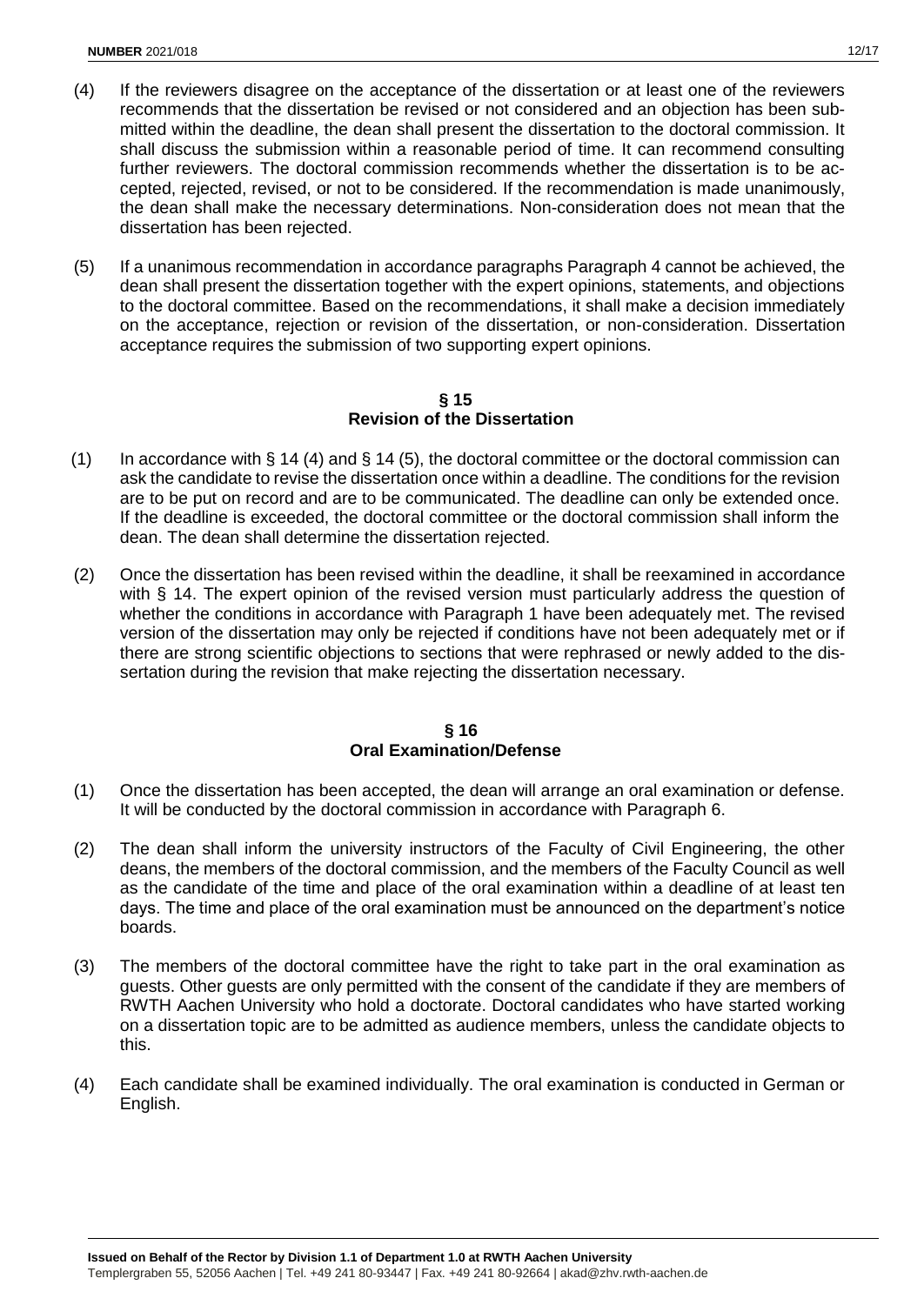(4) If the reviewers disagree on the acceptance of the dissertation or at least one of the reviewers recommends that the dissertation be revised or not considered and an objection has been submitted within the deadline, the dean shall present the dissertation to the doctoral commission. It shall discuss the submission within a reasonable period of time. It can recommend consulting further reviewers. The doctoral commission recommends whether the dissertation is to be accepted, rejected, revised, or not to be considered. If the recommendation is made unanimously, the dean shall make the necessary determinations. Non-consideration does not mean that the dissertation has been rejected.

(5) If a unanimous recommendation in accordance paragraphs Paragraph 4 cannot be achieved, the dean shall present the dissertation together with the expert opinions, statements, and objections to the doctoral committee. Based on the recommendations, it shall make a decision immediately on the acceptance, rejection or revision of the dissertation, or non-consideration. Dissertation acceptance requires the submission of two supporting expert opinions.

## § 15
## Revision of the Dissertation

(1) In accordance with § 14 (4) and § 14 (5), the doctoral committee or the doctoral commission can ask the candidate to revise the dissertation once within a deadline. The conditions for the revision are to be put on record and are to be communicated. The deadline can only be extended once. If the deadline is exceeded, the doctoral committee or the doctoral commission shall inform the dean. The dean shall determine the dissertation rejected.

(2) Once the dissertation has been revised within the deadline, it shall be reexamined in accordance with § 14. The expert opinion of the revised version must particularly address the question of whether the conditions in accordance with Paragraph 1 have been adequately met. The revised version of the dissertation may only be rejected if conditions have not been adequately met or if there are strong scientific objections to sections that were rephrased or newly added to the dissertation during the revision that make rejecting the dissertation necessary.

## § 16
## Oral Examination/Defense

(1) Once the dissertation has been accepted, the dean will arrange an oral examination or defense. It will be conducted by the doctoral commission in accordance with Paragraph 6.

(2) The dean shall inform the university instructors of the Faculty of Civil Engineering, the other deans, the members of the doctoral commission, and the members of the Faculty Council as well as the candidate of the time and place of the oral examination within a deadline of at least ten days. The time and place of the oral examination must be announced on the department's notice boards.

(3) The members of the doctoral committee have the right to take part in the oral examination as guests. Other guests are only permitted with the consent of the candidate if they are members of RWTH Aachen University who hold a doctorate. Doctoral candidates who have started working on a dissertation topic are to be admitted as audience members, unless the candidate objects to this.

(4) Each candidate shall be examined individually. The oral examination is conducted in German or English.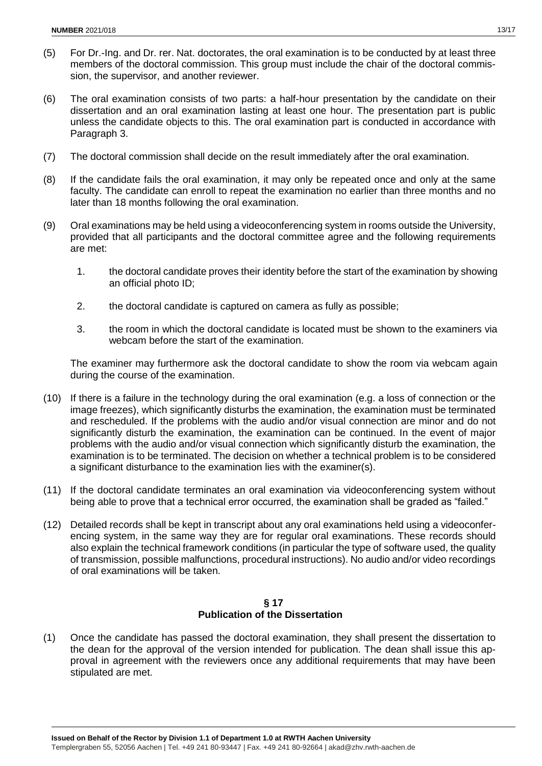(5) For Dr.-Ing. and Dr. rer. Nat. doctorates, the oral examination is to be conducted by at least three members of the doctoral commission. This group must include the chair of the doctoral commission, the supervisor, and another reviewer.

(6) The oral examination consists of two parts: a half-hour presentation by the candidate on their dissertation and an oral examination lasting at least one hour. The presentation part is public unless the candidate objects to this. The oral examination part is conducted in accordance with Paragraph 3.

(7) The doctoral commission shall decide on the result immediately after the oral examination.

(8) If the candidate fails the oral examination, it may only be repeated once and only at the same faculty. The candidate can enroll to repeat the examination no earlier than three months and no later than 18 months following the oral examination.

(9) Oral examinations may be held using a videoconferencing system in rooms outside the University, provided that all participants and the doctoral committee agree and the following requirements are met:

   1. the doctoral candidate proves their identity before the start of the examination by showing an official photo ID;

   2. the doctoral candidate is captured on camera as fully as possible;

   3. the room in which the doctoral candidate is located must be shown to the examiners via webcam before the start of the examination.

   The examiner may furthermore ask the doctoral candidate to show the room via webcam again during the course of the examination.

(10) If there is a failure in the technology during the oral examination (e.g. a loss of connection or the image freezes), which significantly disturbs the examination, the examination must be terminated and rescheduled. If the problems with the audio and/or visual connection are minor and do not significantly disturb the examination, the examination can be continued. In the event of major problems with the audio and/or visual connection which significantly disturb the examination, the examination is to be terminated. The decision on whether a technical problem is to be considered a significant disturbance to the examination lies with the examiner(s).

(11) If the doctoral candidate terminates an oral examination via videoconferencing system without being able to prove that a technical error occurred, the examination shall be graded as "failed."

(12) Detailed records shall be kept in transcript about any oral examinations held using a videoconferencing system, in the same way they are for regular oral examinations. These records should also explain the technical framework conditions (in particular the type of software used, the quality of transmission, possible malfunctions, procedural instructions). No audio and/or video recordings of oral examinations will be taken.

## § 17
## Publication of the Dissertation

(1) Once the candidate has passed the doctoral examination, they shall present the dissertation to the dean for the approval of the version intended for publication. The dean shall issue this approval in agreement with the reviewers once any additional requirements that may have been stipulated are met.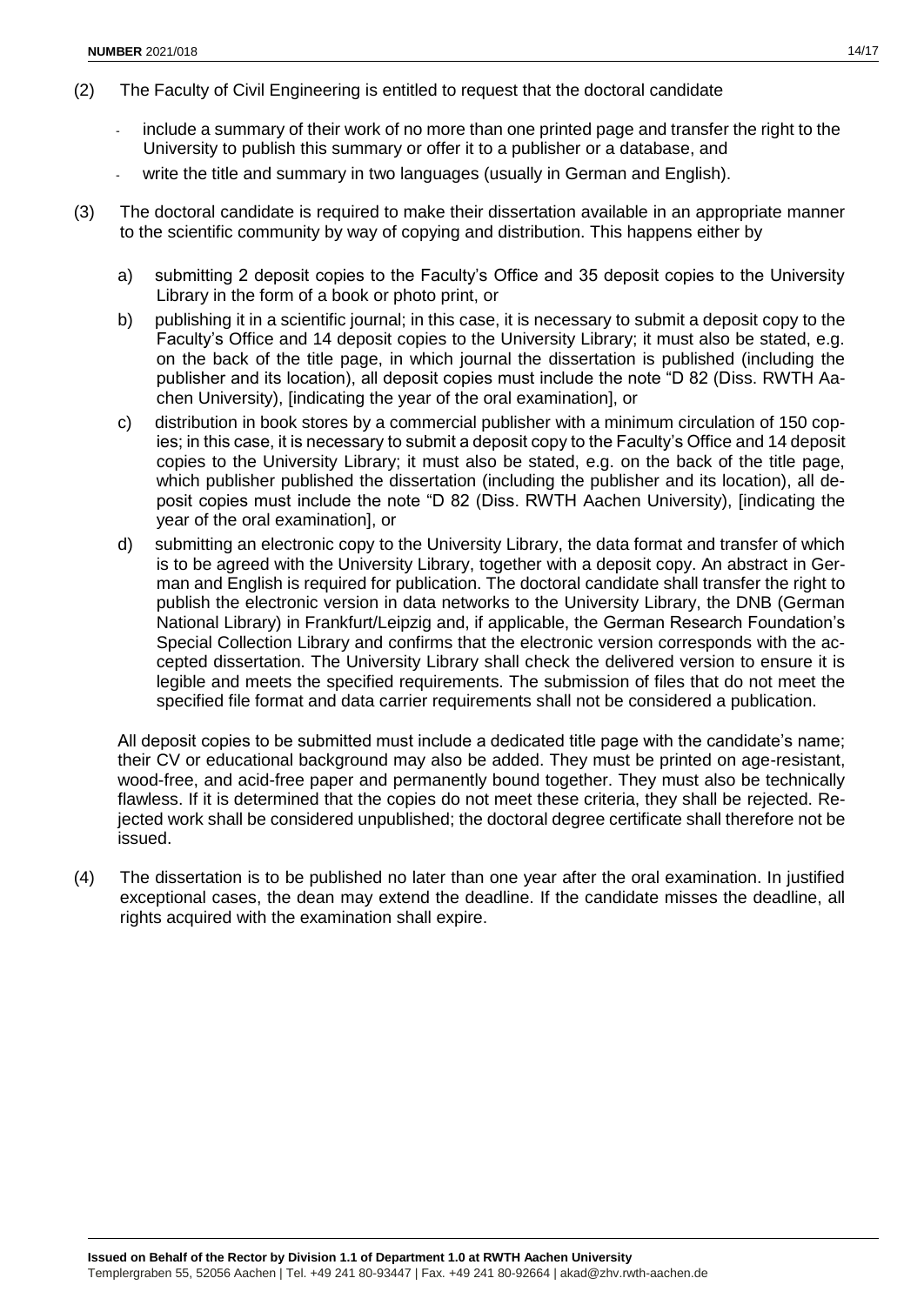(2) The Faculty of Civil Engineering is entitled to request that the doctoral candidate

- include a summary of their work of no more than one printed page and transfer the right to the University to publish this summary or offer it to a publisher or a database, and
- write the title and summary in two languages (usually in German and English).

(3) The doctoral candidate is required to make their dissertation available in an appropriate manner to the scientific community by way of copying and distribution. This happens either by

a) submitting 2 deposit copies to the Faculty's Office and 35 deposit copies to the University Library in the form of a book or photo print, or

b) publishing it in a scientific journal; in this case, it is necessary to submit a deposit copy to the Faculty's Office and 14 deposit copies to the University Library; it must also be stated, e.g. on the back of the title page, in which journal the dissertation is published (including the publisher and its location), all deposit copies must include the note "D 82 (Diss. RWTH Aachen University), [indicating the year of the oral examination], or

c) distribution in book stores by a commercial publisher with a minimum circulation of 150 copies; in this case, it is necessary to submit a deposit copy to the Faculty's Office and 14 deposit copies to the University Library; it must also be stated, e.g. on the back of the title page, which publisher published the dissertation (including the publisher and its location), all deposit copies must include the note "D 82 (Diss. RWTH Aachen University), [indicating the year of the oral examination], or

d) submitting an electronic copy to the University Library, the data format and transfer of which is to be agreed with the University Library, together with a deposit copy. An abstract in German and English is required for publication. The doctoral candidate shall transfer the right to publish the electronic version in data networks to the University Library, the DNB (German National Library) in Frankfurt/Leipzig and, if applicable, the German Research Foundation's Special Collection Library and confirms that the electronic version corresponds with the accepted dissertation. The University Library shall check the delivered version to ensure it is legible and meets the specified requirements. The submission of files that do not meet the specified file format and data carrier requirements shall not be considered a publication.

All deposit copies to be submitted must include a dedicated title page with the candidate's name; their CV or educational background may also be added. They must be printed on age-resistant, wood-free, and acid-free paper and permanently bound together. They must also be technically flawless. If it is determined that the copies do not meet these criteria, they shall be rejected. Rejected work shall be considered unpublished; the doctoral degree certificate shall therefore not be issued.

(4) The dissertation is to be published no later than one year after the oral examination. In justified exceptional cases, the dean may extend the deadline. If the candidate misses the deadline, all rights acquired with the examination shall expire.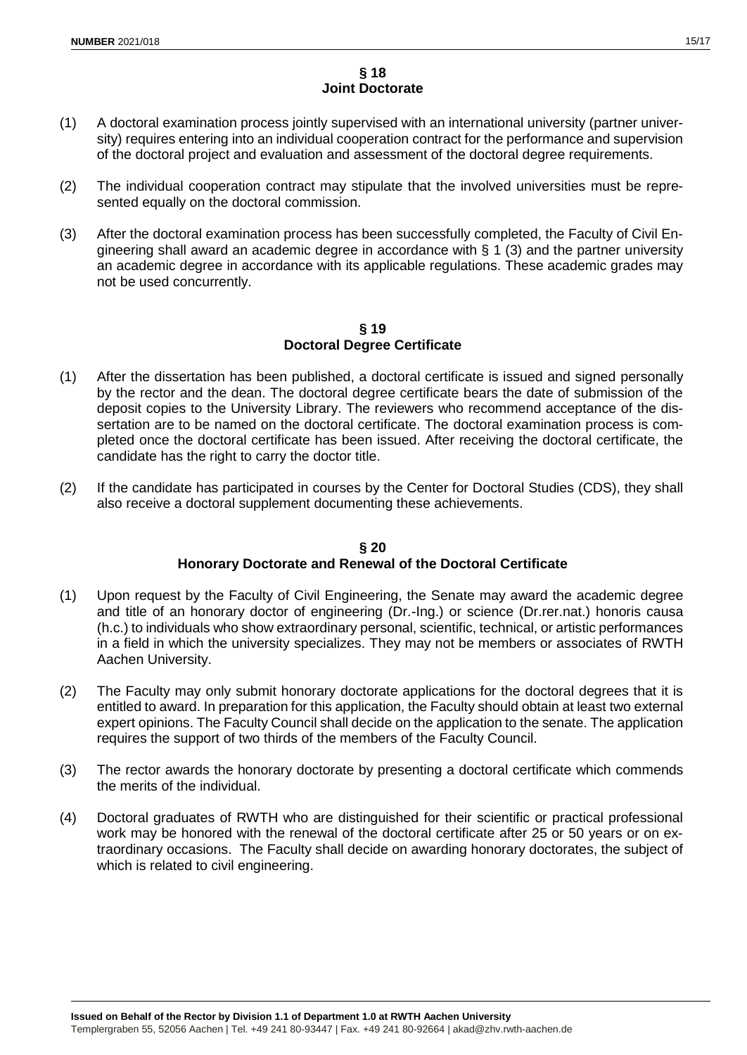## § 18
## Joint Doctorate

(1) A doctoral examination process jointly supervised with an international university (partner university) requires entering into an individual cooperation contract for the performance and supervision of the doctoral project and evaluation and assessment of the doctoral degree requirements.

(2) The individual cooperation contract may stipulate that the involved universities must be represented equally on the doctoral commission.

(3) After the doctoral examination process has been successfully completed, the Faculty of Civil Engineering shall award an academic degree in accordance with § 1 (3) and the partner university an academic degree in accordance with its applicable regulations. These academic grades may not be used concurrently.

## § 19
## Doctoral Degree Certificate

(1) After the dissertation has been published, a doctoral certificate is issued and signed personally by the rector and the dean. The doctoral degree certificate bears the date of submission of the deposit copies to the University Library. The reviewers who recommend acceptance of the dissertation are to be named on the doctoral certificate. The doctoral examination process is completed once the doctoral certificate has been issued. After receiving the doctoral certificate, the candidate has the right to carry the doctor title.

(2) If the candidate has participated in courses by the Center for Doctoral Studies (CDS), they shall also receive a doctoral supplement documenting these achievements.

## § 20
## Honorary Doctorate and Renewal of the Doctoral Certificate

(1) Upon request by the Faculty of Civil Engineering, the Senate may award the academic degree and title of an honorary doctor of engineering (Dr.-Ing.) or science (Dr.rer.nat.) honoris causa (h.c.) to individuals who show extraordinary personal, scientific, technical, or artistic performances in a field in which the university specializes. They may not be members or associates of RWTH Aachen University.

(2) The Faculty may only submit honorary doctorate applications for the doctoral degrees that it is entitled to award. In preparation for this application, the Faculty should obtain at least two external expert opinions. The Faculty Council shall decide on the application to the senate. The application requires the support of two thirds of the members of the Faculty Council.

(3) The rector awards the honorary doctorate by presenting a doctoral certificate which commends the merits of the individual.

(4) Doctoral graduates of RWTH who are distinguished for their scientific or practical professional work may be honored with the renewal of the doctoral certificate after 25 or 50 years or on extraordinary occasions. The Faculty shall decide on awarding honorary doctorates, the subject of which is related to civil engineering.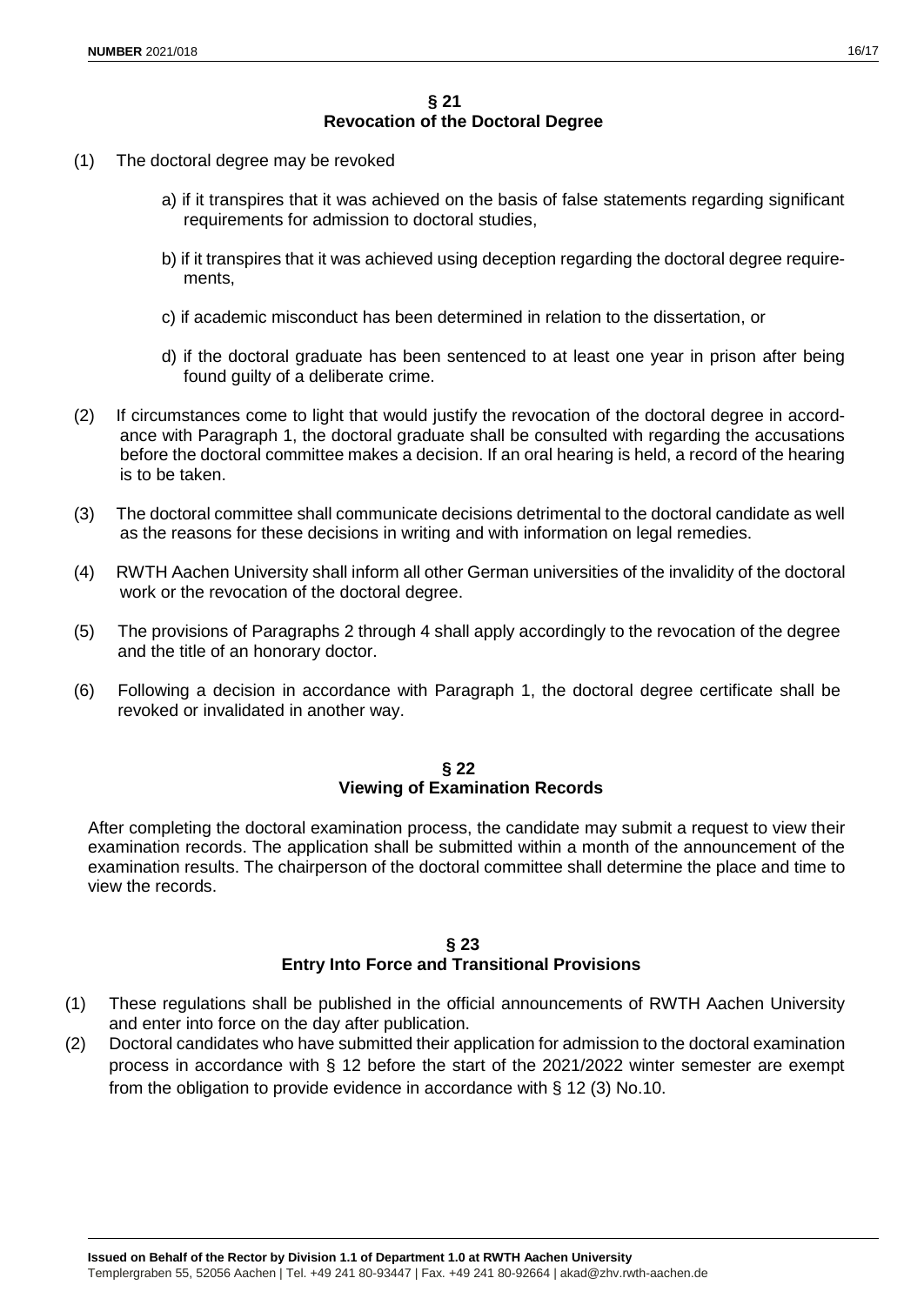## § 21
## Revocation of the Doctoral Degree

(1) The doctoral degree may be revoked

a) if it transpires that it was achieved on the basis of false statements regarding significant requirements for admission to doctoral studies,

b) if it transpires that it was achieved using deception regarding the doctoral degree requirements,

c) if academic misconduct has been determined in relation to the dissertation, or

d) if the doctoral graduate has been sentenced to at least one year in prison after being found guilty of a deliberate crime.

(2) If circumstances come to light that would justify the revocation of the doctoral degree in accordance with Paragraph 1, the doctoral graduate shall be consulted with regarding the accusations before the doctoral committee makes a decision. If an oral hearing is held, a record of the hearing is to be taken.

(3) The doctoral committee shall communicate decisions detrimental to the doctoral candidate as well as the reasons for these decisions in writing and with information on legal remedies.

(4) RWTH Aachen University shall inform all other German universities of the invalidity of the doctoral work or the revocation of the doctoral degree.

(5) The provisions of Paragraphs 2 through 4 shall apply accordingly to the revocation of the degree and the title of an honorary doctor.

(6) Following a decision in accordance with Paragraph 1, the doctoral degree certificate shall be revoked or invalidated in another way.

## § 22
## Viewing of Examination Records

After completing the doctoral examination process, the candidate may submit a request to view their examination records. The application shall be submitted within a month of the announcement of the examination results. The chairperson of the doctoral committee shall determine the place and time to view the records.

## § 23
## Entry Into Force and Transitional Provisions

(1) These regulations shall be published in the official announcements of RWTH Aachen University and enter into force on the day after publication.

(2) Doctoral candidates who have submitted their application for admission to the doctoral examination process in accordance with § 12 before the start of the 2021/2022 winter semester are exempt from the obligation to provide evidence in accordance with § 12 (3) No.10.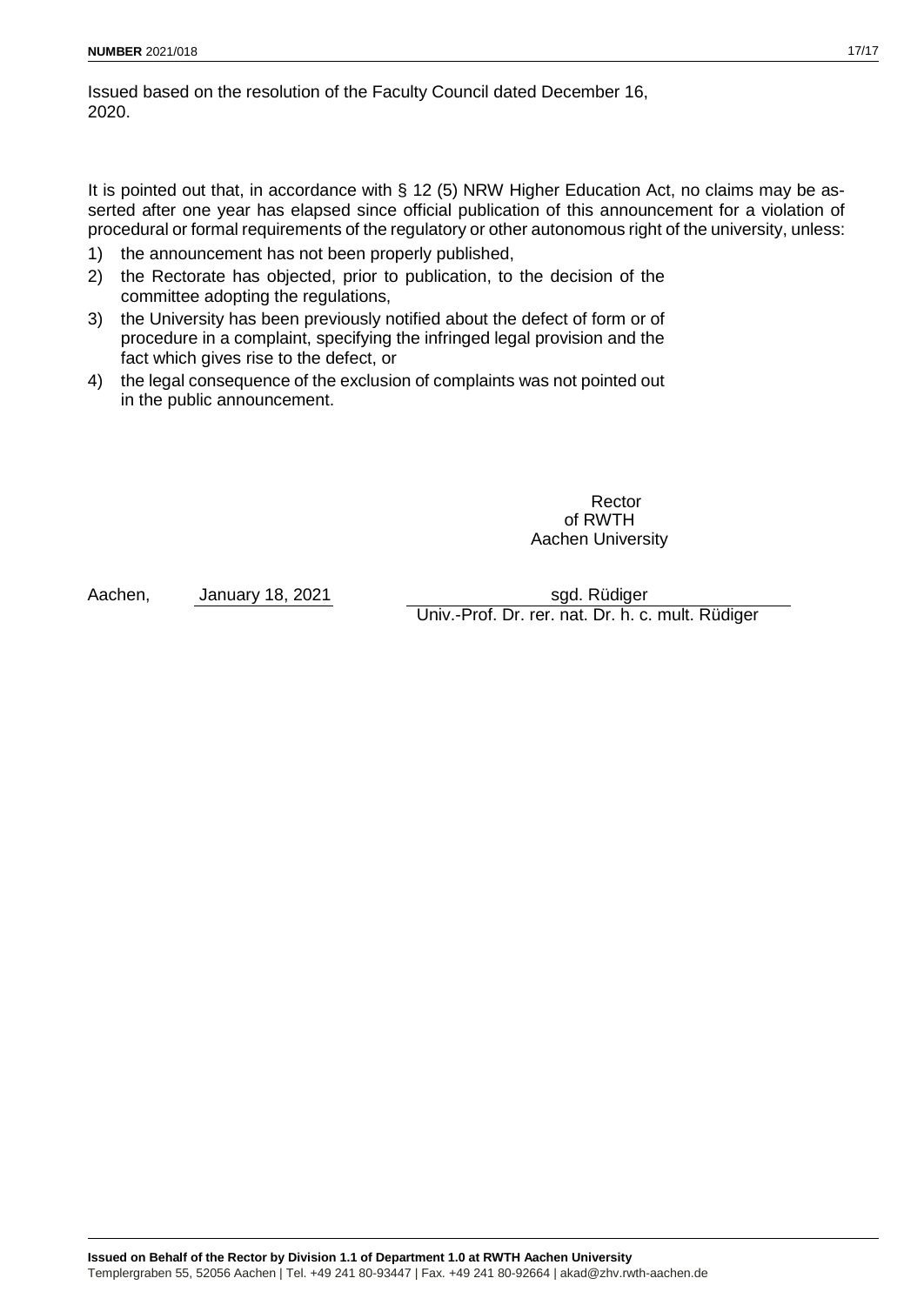Issued based on the resolution of the Faculty Council dated December 16, 2020.

It is pointed out that, in accordance with § 12 (5) NRW Higher Education Act, no claims may be asserted after one year has elapsed since official publication of this announcement for a violation of procedural or formal requirements of the regulatory or other autonomous right of the university, unless:

1) the announcement has not been properly published,
2) the Rectorate has objected, prior to publication, to the decision of the committee adopting the regulations,
3) the University has been previously notified about the defect of form or of procedure in a complaint, specifying the infringed legal provision and the fact which gives rise to the defect, or
4) the legal consequence of the exclusion of complaints was not pointed out in the public announcement.

Rector
of RWTH
Aachen University

Aachen, January 18, 2021

sgd. Rüdiger
Univ.-Prof. Dr. rer. nat. Dr. h. c. mult. Rüdiger

**Issued on Behalf of the Rector by Division 1.1 of Department 1.0 at RWTH Aachen University**
Templergraben 55, 52056 Aachen | Tel. +49 241 80-93447 | Fax. +49 241 80-92664 | akad@zhv.rwth-aachen.de